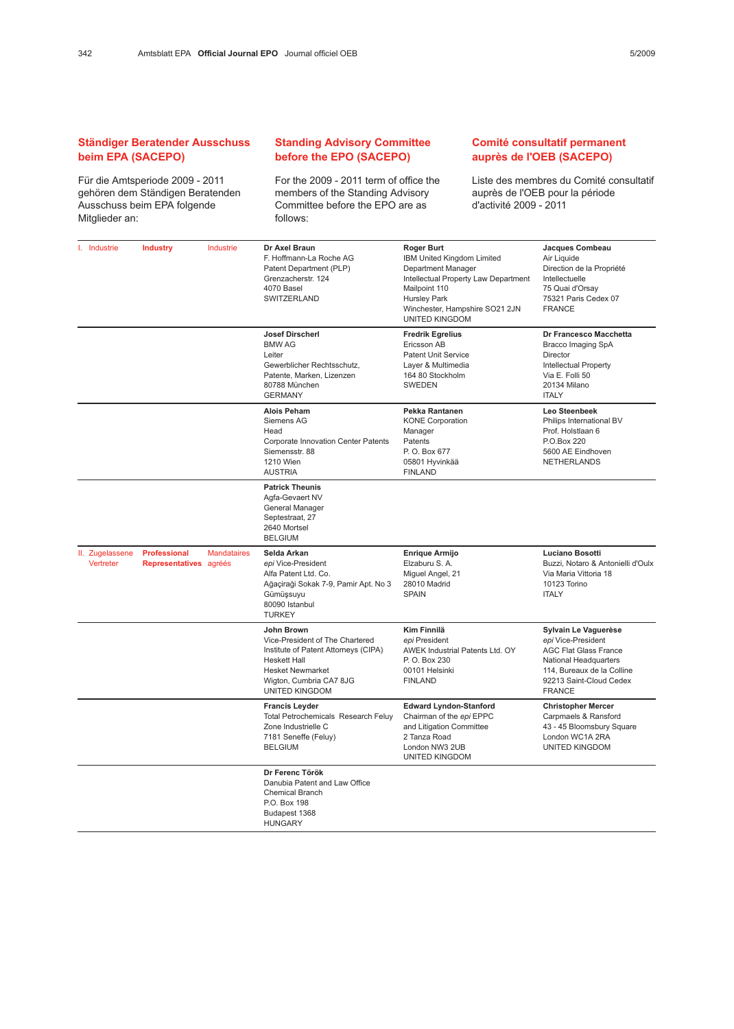## Ständiger Beratender Ausschuss beim EPA (SACEPO)

Für die Amtsperiode 2009 - 2011 gehören dem Ständigen Beratenden Ausschuss beim EPA folgende Mitglieder an:

## Standing Advisory Committee before the EPO (SACEPO)

For the 2009 - 2011 term of office the members of the Standing Advisory Committee before the EPO are as follows:

## Comité consultatif permanent auprès de l'OEB (SACEPO)

Liste des membres du Comité consultatif auprès de l'OEB pour la période d'activité 2009 - 2011

| | | | | | |
|---|---|---|---|---|---|
| I. Industrie | **Industry** | Industrie | **Dr Axel Braun**<br>F. Hoffmann-La Roche AG<br>Patent Department (PLP)<br>Grenzacherstr. 124<br>4070 Basel<br>SWITZERLAND | **Roger Burt**<br>IBM United Kingdom Limited<br>Department Manager<br>Intellectual Property Law Department<br>Mailpoint 110<br>Hursley Park<br>Winchester, Hampshire SO21 2JN<br>UNITED KINGDOM | **Jacques Combeau**<br>Air Liquide<br>Direction de la Propriété Intellectuelle<br>75 Quai d'Orsay<br>75321 Paris Cedex 07<br>FRANCE |
| | | | **Josef Dirscherl**<br>BMW AG<br>Leiter<br>Gewerblicher Rechtsschutz,<br>Patente, Marken, Lizenzen<br>80788 München<br>GERMANY | **Fredrik Egrelius**<br>Ericsson AB<br>Patent Unit Service<br>Layer & Multimedia<br>164 80 Stockholm<br>SWEDEN | **Dr Francesco Macchetta**<br>Bracco Imaging SpA<br>Director<br>Intellectual Property<br>Via E. Folli 50<br>20134 Milano<br>ITALY |
| | | | **Alois Peham**<br>Siemens AG<br>Head<br>Corporate Innovation Center Patents<br>Siemensstr. 88<br>1210 Wien<br>AUSTRIA | **Pekka Rantanen**<br>KONE Corporation<br>Manager<br>Patents<br>P. O. Box 677<br>05801 Hyvinkää<br>FINLAND | **Leo Steenbeek**<br>Philips International BV<br>Prof. Holstlaan 6<br>P.O.Box 220<br>5600 AE Eindhoven<br>NETHERLANDS |
| | | | **Patrick Theunis**<br>Agfa-Gevaert NV<br>General Manager<br>Septestraat, 27<br>2640 Mortsel<br>BELGIUM | | |
| II. Zugelassene Vertreter | **Professional Representatives** | Mandataires agréés | **Selda Arkan**<br>*epi* Vice-President<br>Alfa Patent Ltd. Co.<br>Ağaçirağı Sokak 7-9, Pamir Apt. No 3<br>Gümüşsuyu<br>80090 Istanbul<br>TURKEY | **Enrique Armijo**<br>Elzaburu S. A.<br>Miguel Angel, 21<br>28010 Madrid<br>SPAIN | **Luciano Bosotti**<br>Buzzi, Notaro & Antonielli d'Oulx<br>Via Maria Vittoria 18<br>10123 Torino<br>ITALY |
| | | | **John Brown**<br>Vice-President of The Chartered Institute of Patent Attorneys (CIPA)<br>Heskett Hall<br>Hesket Newmarket<br>Wigton, Cumbria CA7 8JG<br>UNITED KINGDOM | **Kim Finnilä**<br>*epi* President<br>AWEK Industrial Patents Ltd. OY<br>P. O. Box 230<br>00101 Helsinki<br>FINLAND | **Sylvain Le Vaguerèse**<br>*epi* Vice-President<br>AGC Flat Glass France<br>National Headquarters<br>114, Bureaux de la Colline<br>92213 Saint-Cloud Cedex<br>FRANCE |
| | | | **Francis Leyder**<br>Total Petrochemicals Research Feluy<br>Zone Industrielle C<br>7181 Seneffe (Feluy)<br>BELGIUM | **Edward Lyndon-Stanford**<br>Chairman of the *epi* EPPC and Litigation Committee<br>2 Tanza Road<br>London NW3 2UB<br>UNITED KINGDOM | **Christopher Mercer**<br>Carpmaels & Ransford<br>43 - 45 Bloomsbury Square<br>London WC1A 2RA<br>UNITED KINGDOM |
| | | | **Dr Ferenc Török**<br>Danubia Patent and Law Office<br>Chemical Branch<br>P.O. Box 198<br>Budapest 1368<br>HUNGARY | | |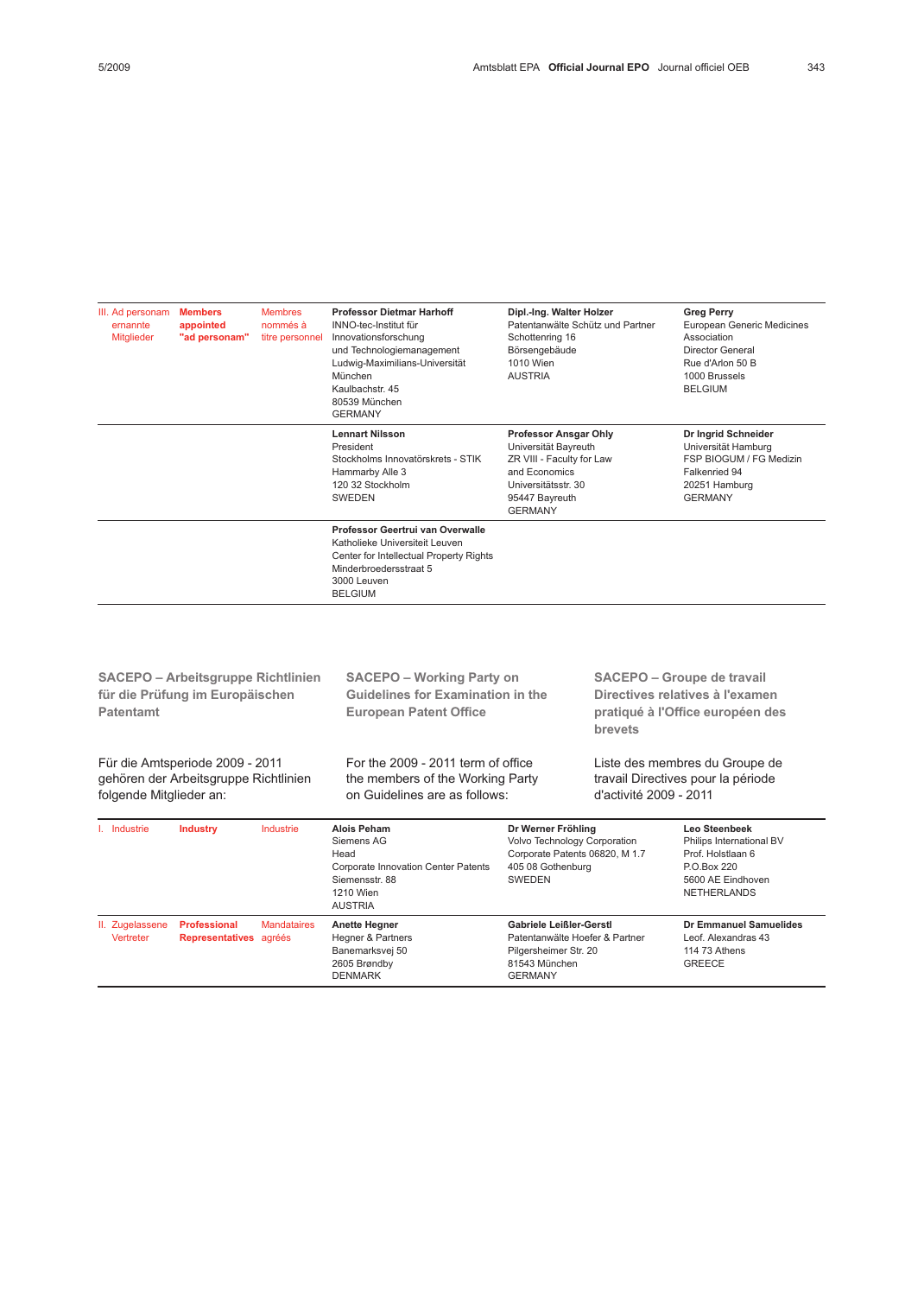| III. Ad personam ernannte Mitglieder | Members appointed "ad personam" | Membres nommés à titre personnel | **Professor Dietmar Harhoff**<br>INNO-tec-Institut für Innovationsforschung und Technologiemanagement<br>Ludwig-Maximilians-Universität München<br>Kaulbachstr. 45<br>80539 München<br>GERMANY | **Dipl.-Ing. Walter Holzer**<br>Patentanwälte Schütz und Partner<br>Schottenring 16<br>Börsengebäude<br>1010 Wien<br>AUSTRIA | **Greg Perry**<br>European Generic Medicines Association<br>Director General<br>Rue d'Arlon 50 B<br>1000 Brussels<br>BELGIUM |
|---|---|---|---|---|---|
| | | | **Lennart Nilsson**<br>President<br>Stockholms Innovatörskrets - STIK<br>Hammarby Alle 3<br>120 32 Stockholm<br>SWEDEN | **Professor Ansgar Ohly**<br>Universität Bayreuth<br>ZR VIII - Faculty for Law and Economics<br>Universitätsstr. 30<br>95447 Bayreuth<br>GERMANY | **Dr Ingrid Schneider**<br>Universität Hamburg<br>FSP BIOGUM / FG Medizin<br>Falkenried 94<br>20251 Hamburg<br>GERMANY |
| | | | **Professor Geertrui van Overwalle**<br>Katholieke Universiteit Leuven<br>Center for Intellectual Property Rights<br>Minderbroedersstraat 5<br>3000 Leuven<br>BELGIUM | | |

## SACEPO – Arbeitsgruppe Richtlinien für die Prüfung im Europäischen Patentamt

Für die Amtsperiode 2009 - 2011 gehören der Arbeitsgruppe Richtlinien folgende Mitglieder an:

## SACEPO – Working Party on Guidelines for Examination in the European Patent Office

For the 2009 - 2011 term of office the members of the Working Party on Guidelines are as follows:

## SACEPO – Groupe de travail Directives relatives à l'examen pratiqué à l'Office européen des brevets

Liste des membres du Groupe de travail Directives pour la période d'activité 2009 - 2011

| I. Industrie | Industry | Industrie | **Alois Peham**<br>Siemens AG<br>Head<br>Corporate Innovation Center Patents<br>Siemensstr. 88<br>1210 Wien<br>AUSTRIA | **Dr Werner Fröhling**<br>Volvo Technology Corporation<br>Corporate Patents 06820, M 1.7<br>405 08 Gothenburg<br>SWEDEN | **Leo Steenbeek**<br>Philips International BV<br>Prof. Holstlaan 6<br>P.O.Box 220<br>5600 AE Eindhoven<br>NETHERLANDS |
|---|---|---|---|---|---|
| II. Zugelassene Vertreter | Professional Representatives | Mandataires agréés | **Anette Hegner**<br>Hegner & Partners<br>Banemarksvej 50<br>2605 Brøndby<br>DENMARK | **Gabriele Leißler-Gerstl**<br>Patentanwälte Hoefer & Partner<br>Pilgersheimer Str. 20<br>81543 München<br>GERMANY | **Dr Emmanuel Samuelides**<br>Leof. Alexandras 43<br>114 73 Athens<br>GREECE |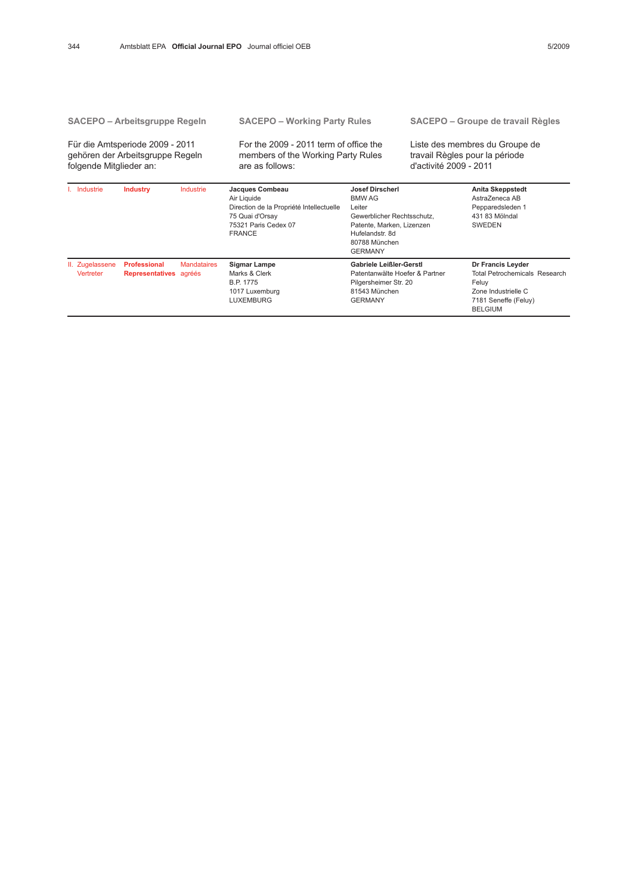## SACEPO – Arbeitsgruppe Regeln

Für die Amtsperiode 2009 - 2011 gehören der Arbeitsgruppe Regeln folgende Mitglieder an:

## SACEPO – Working Party Rules

For the 2009 - 2011 term of office the members of the Working Party Rules are as follows:

## SACEPO – Groupe de travail Règles

Liste des membres du Groupe de travail Règles pour la période d'activité 2009 - 2011

| | | | | | |
|---|---|---|---|---|---|
| I. Industrie | **Industry** | Industrie | **Jacques Combeau**<br>Air Liquide<br>Direction de la Propriété Intellectuelle<br>75 Quai d'Orsay<br>75321 Paris Cedex 07<br>FRANCE | **Josef Dirscherl**<br>BMW AG<br>Leiter<br>Gewerblicher Rechtsschutz,<br>Patente, Marken, Lizenzen<br>Hufelandstr. 8d<br>80788 München<br>GERMANY | **Anita Skeppstedt**<br>AstraZeneca AB<br>Pepparedsleden 1<br>431 83 Mölndal<br>SWEDEN |
| II. Zugelassene Vertreter | **Professional Representatives** | Mandataires agréés | **Sigmar Lampe**<br>Marks & Clerk<br>B.P. 1775<br>1017 Luxemburg<br>LUXEMBURG | **Gabriele Leißler-Gerstl**<br>Patentanwälte Hoefer & Partner<br>Pilgersheimer Str. 20<br>81543 München<br>GERMANY | **Dr Francis Leyder**<br>Total Petrochemicals Research Feluy<br>Zone Industrielle C<br>7181 Seneffe (Feluy)<br>BELGIUM |